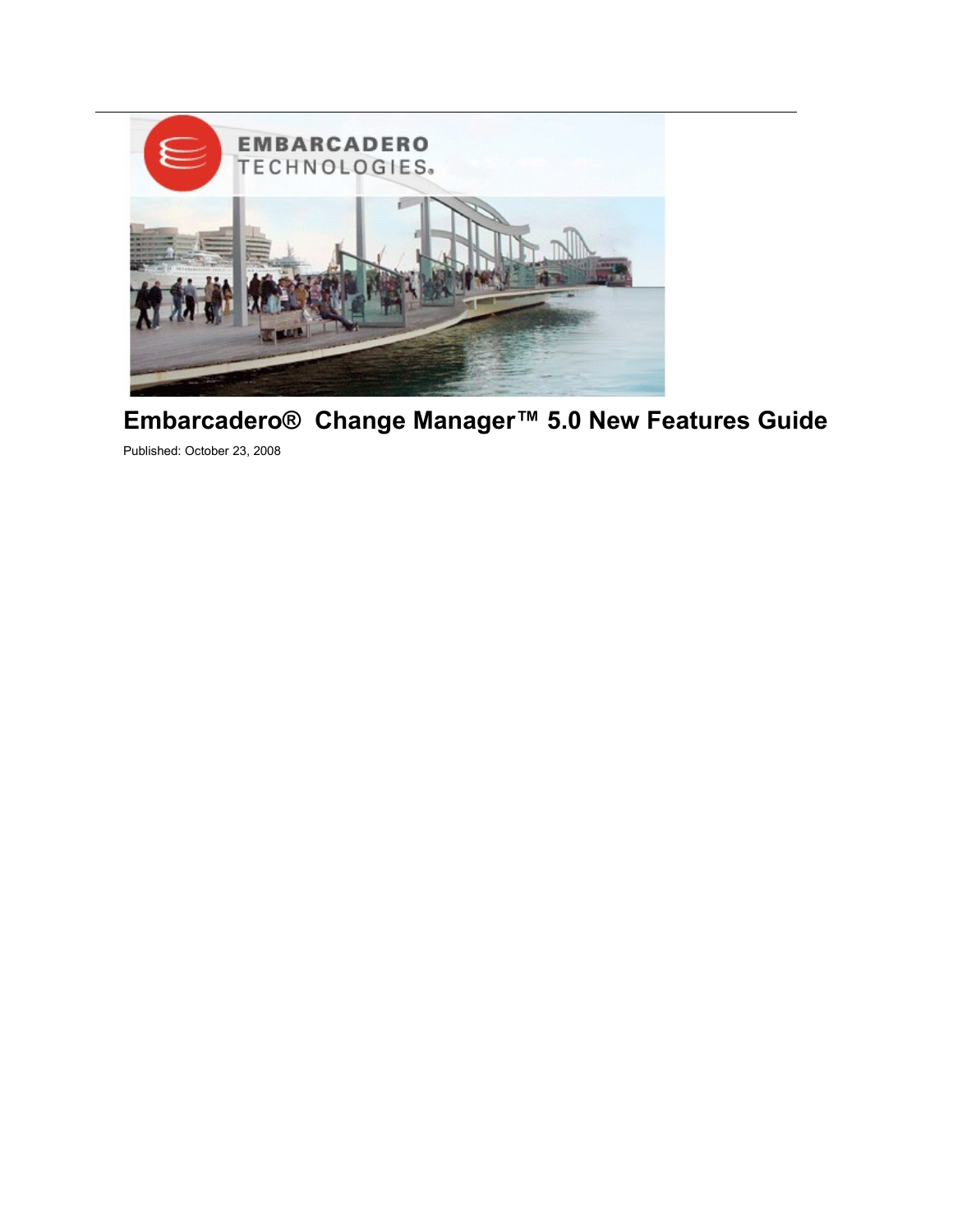# Embarcadero® Change Manager™ 5.0 New Features Guide

Published: October 23, 2008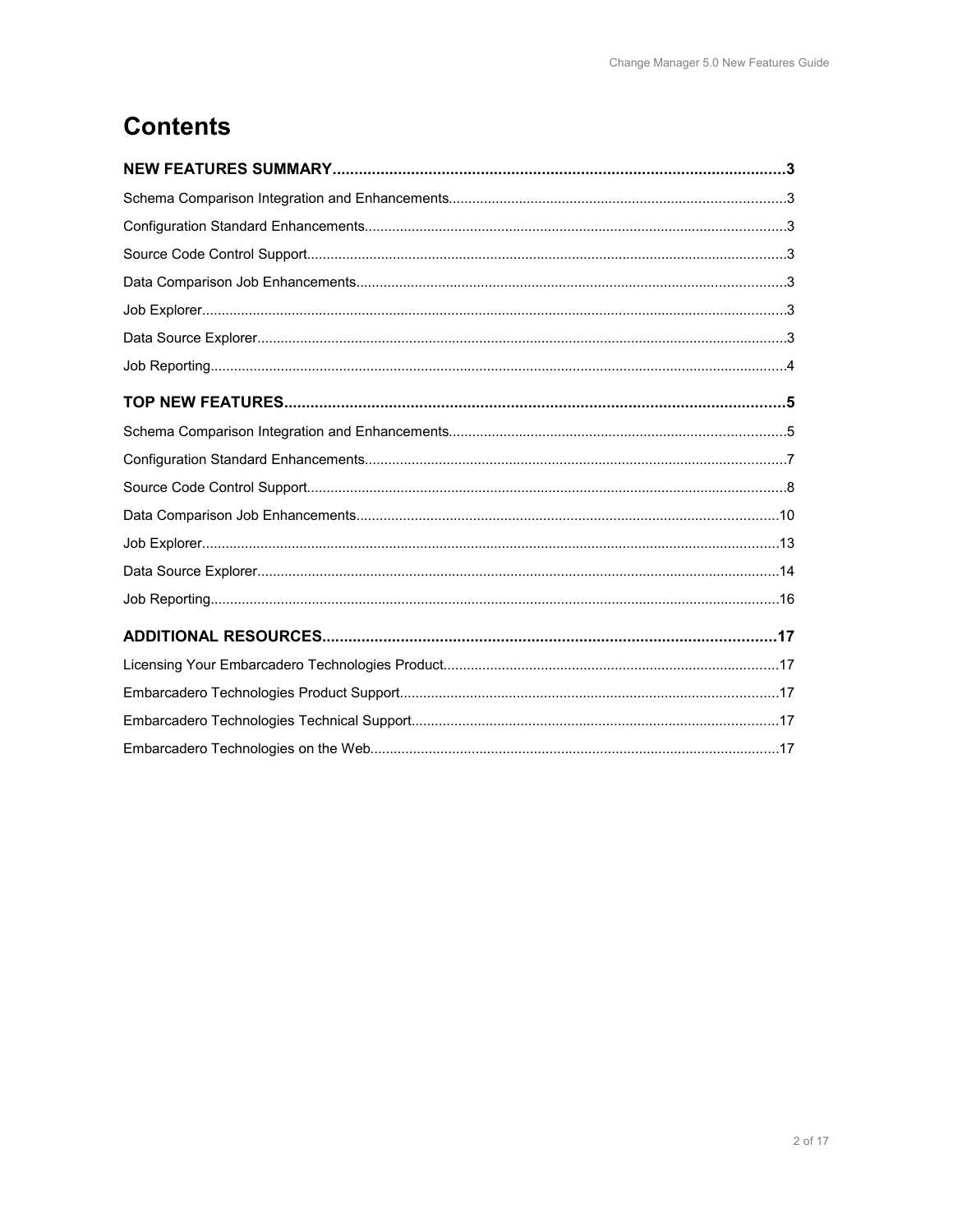# Contents

**NEW FEATURES SUMMARY......................................................................................................3**

Schema Comparison Integration and Enhancements....................................................................................3

Configuration Standard Enhancements..........................................................................................................3

Source Code Control Support........................................................................................................................3

Data Comparison Job Enhancements............................................................................................................3

Job Explorer...................................................................................................................................................3

Data Source Explorer.....................................................................................................................................3

Job Reporting.................................................................................................................................................4

**TOP NEW FEATURES.................................................................................................................5**

Schema Comparison Integration and Enhancements....................................................................................5

Configuration Standard Enhancements..........................................................................................................7

Source Code Control Support........................................................................................................................8

Data Comparison Job Enhancements..........................................................................................................10

Job Explorer.................................................................................................................................................13

Data Source Explorer...................................................................................................................................14

Job Reporting...............................................................................................................................................16

**ADDITIONAL RESOURCES.......................................................................................................17**

Licensing Your Embarcadero Technologies Product....................................................................................17

Embarcadero Technologies Product Support................................................................................................17

Embarcadero Technologies Technical Support.............................................................................................17

Embarcadero Technologies on the Web.......................................................................................................17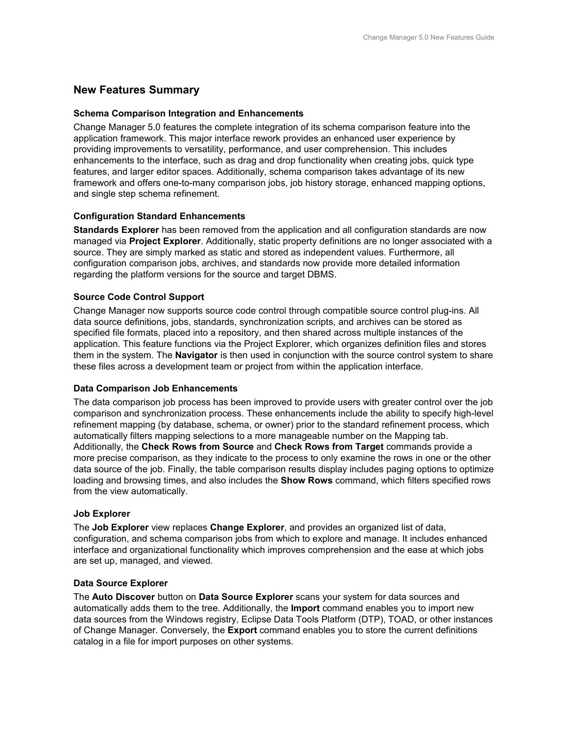## New Features Summary

### Schema Comparison Integration and Enhancements

Change Manager 5.0 features the complete integration of its schema comparison feature into the application framework. This major interface rework provides an enhanced user experience by providing improvements to versatility, performance, and user comprehension. This includes enhancements to the interface, such as drag and drop functionality when creating jobs, quick type features, and larger editor spaces. Additionally, schema comparison takes advantage of its new framework and offers one-to-many comparison jobs, job history storage, enhanced mapping options, and single step schema refinement.

### Configuration Standard Enhancements

**Standards Explorer** has been removed from the application and all configuration standards are now managed via **Project Explorer**. Additionally, static property definitions are no longer associated with a source. They are simply marked as static and stored as independent values. Furthermore, all configuration comparison jobs, archives, and standards now provide more detailed information regarding the platform versions for the source and target DBMS.

### Source Code Control Support

Change Manager now supports source code control through compatible source control plug-ins. All data source definitions, jobs, standards, synchronization scripts, and archives can be stored as specified file formats, placed into a repository, and then shared across multiple instances of the application. This feature functions via the Project Explorer, which organizes definition files and stores them in the system. The **Navigator** is then used in conjunction with the source control system to share these files across a development team or project from within the application interface.

### Data Comparison Job Enhancements

The data comparison job process has been improved to provide users with greater control over the job comparison and synchronization process. These enhancements include the ability to specify high-level refinement mapping (by database, schema, or owner) prior to the standard refinement process, which automatically filters mapping selections to a more manageable number on the Mapping tab. Additionally, the **Check Rows from Source** and **Check Rows from Target** commands provide a more precise comparison, as they indicate to the process to only examine the rows in one or the other data source of the job. Finally, the table comparison results display includes paging options to optimize loading and browsing times, and also includes the **Show Rows** command, which filters specified rows from the view automatically.

### Job Explorer

The **Job Explorer** view replaces **Change Explorer**, and provides an organized list of data, configuration, and schema comparison jobs from which to explore and manage. It includes enhanced interface and organizational functionality which improves comprehension and the ease at which jobs are set up, managed, and viewed.

### Data Source Explorer

The **Auto Discover** button on **Data Source Explorer** scans your system for data sources and automatically adds them to the tree. Additionally, the **Import** command enables you to import new data sources from the Windows registry, Eclipse Data Tools Platform (DTP), TOAD, or other instances of Change Manager. Conversely, the **Export** command enables you to store the current definitions catalog in a file for import purposes on other systems.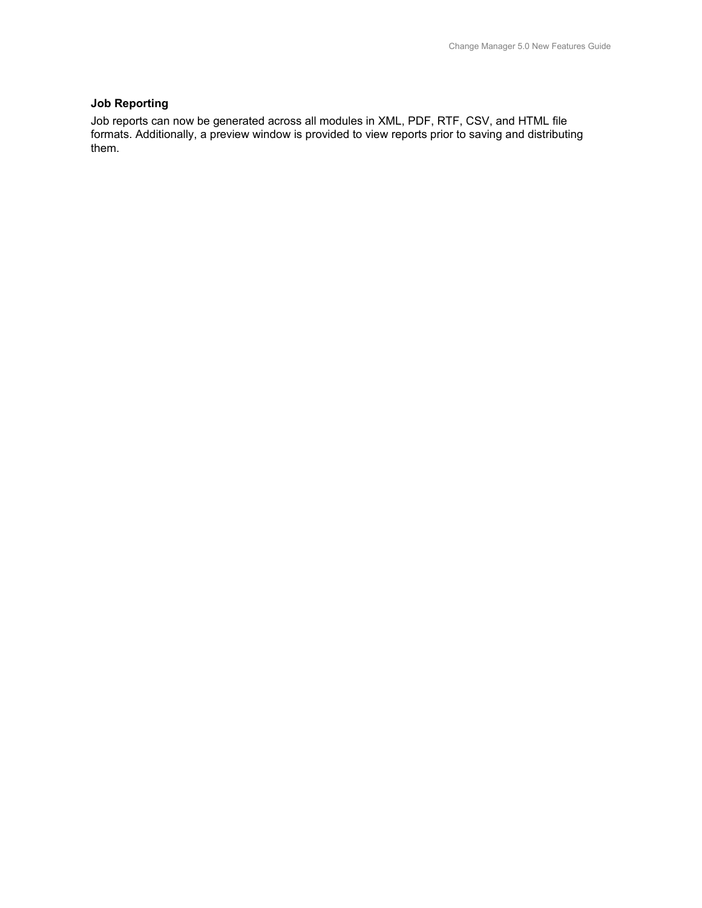### Job Reporting

Job reports can now be generated across all modules in XML, PDF, RTF, CSV, and HTML file formats. Additionally, a preview window is provided to view reports prior to saving and distributing them.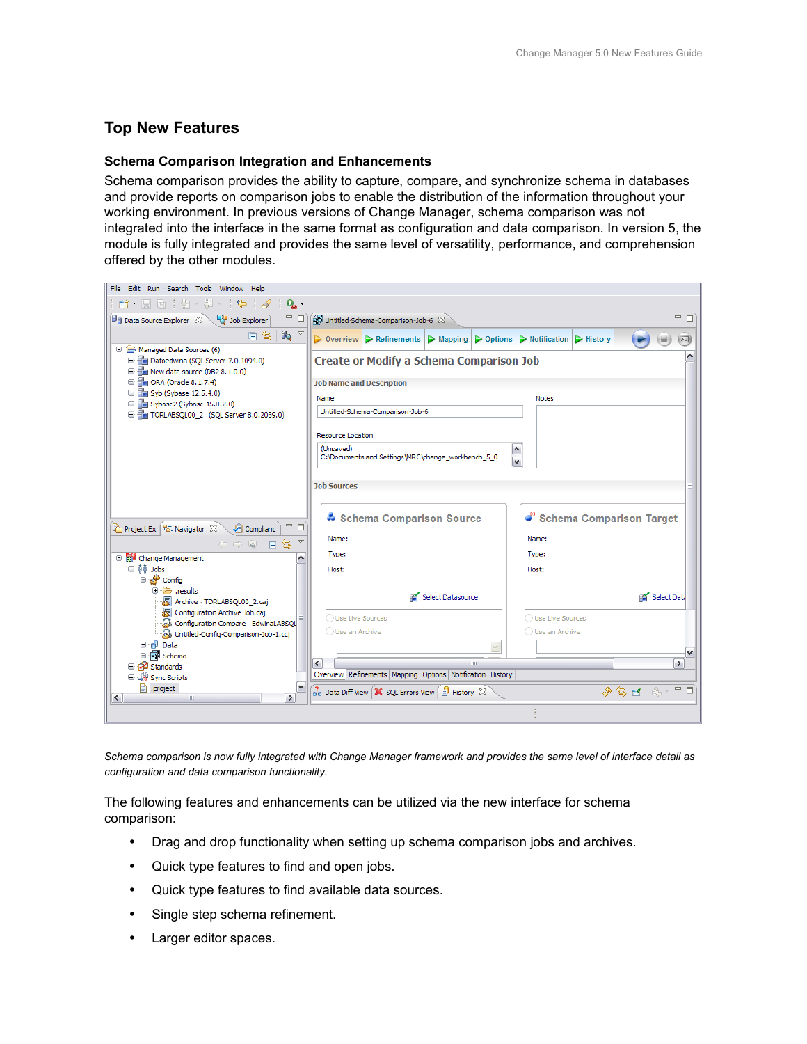## Top New Features

### Schema Comparison Integration and Enhancements

Schema comparison provides the ability to capture, compare, and synchronize schema in databases and provide reports on comparison jobs to enable the distribution of the information throughout your working environment. In previous versions of Change Manager, schema comparison was not integrated into the interface in the same format as configuration and data comparison. In version 5, the module is fully integrated and provides the same level of versatility, performance, and comprehension offered by the other modules.

*Schema comparison is now fully integrated with Change Manager framework and provides the same level of interface detail as configuration and data comparison functionality.*

The following features and enhancements can be utilized via the new interface for schema comparison:

- Drag and drop functionality when setting up schema comparison jobs and archives.
- Quick type features to find and open jobs.
- Quick type features to find available data sources.
- Single step schema refinement.
- Larger editor spaces.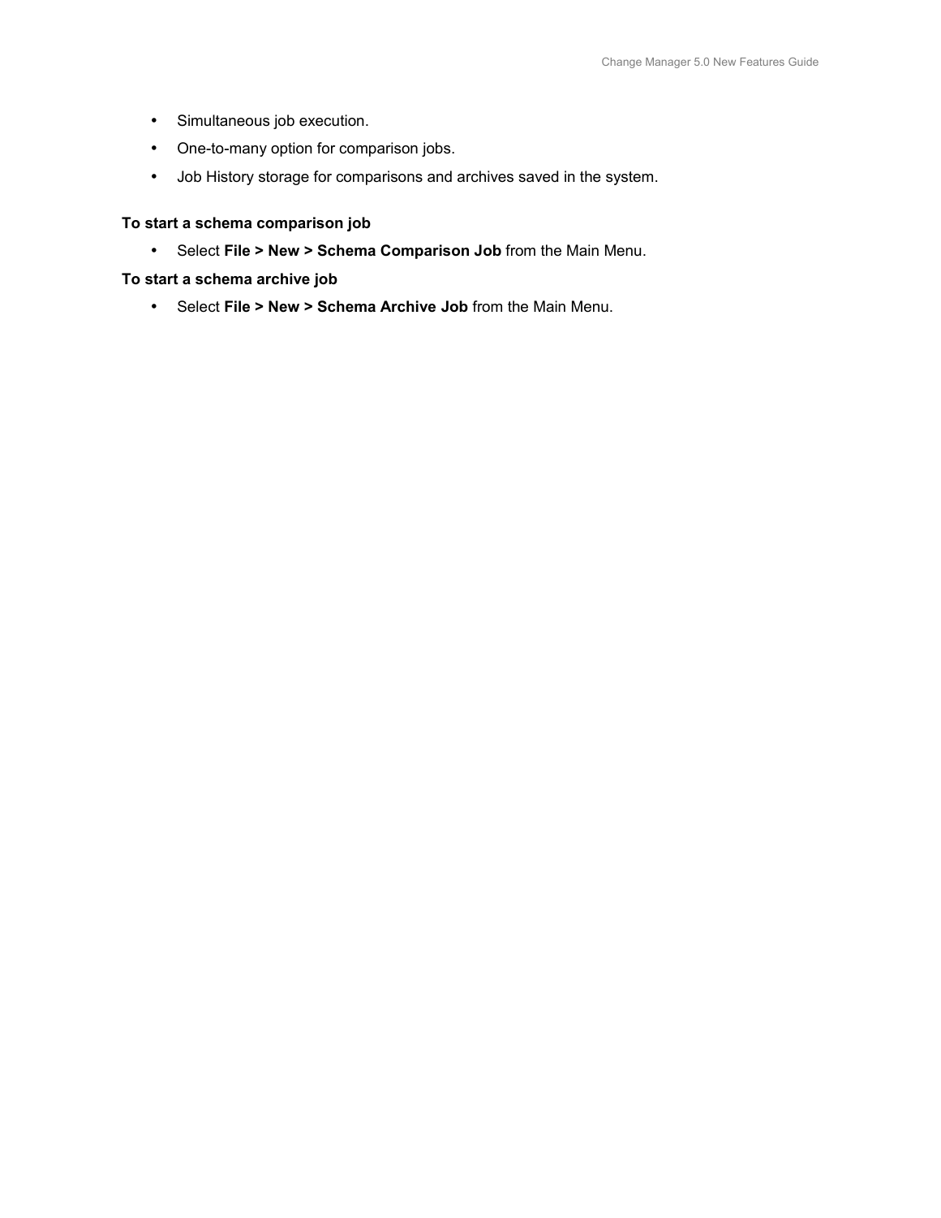- Simultaneous job execution.
- One-to-many option for comparison jobs.
- Job History storage for comparisons and archives saved in the system.

**To start a schema comparison job**

- Select **File > New > Schema Comparison Job** from the Main Menu.

**To start a schema archive job**

- Select **File > New > Schema Archive Job** from the Main Menu.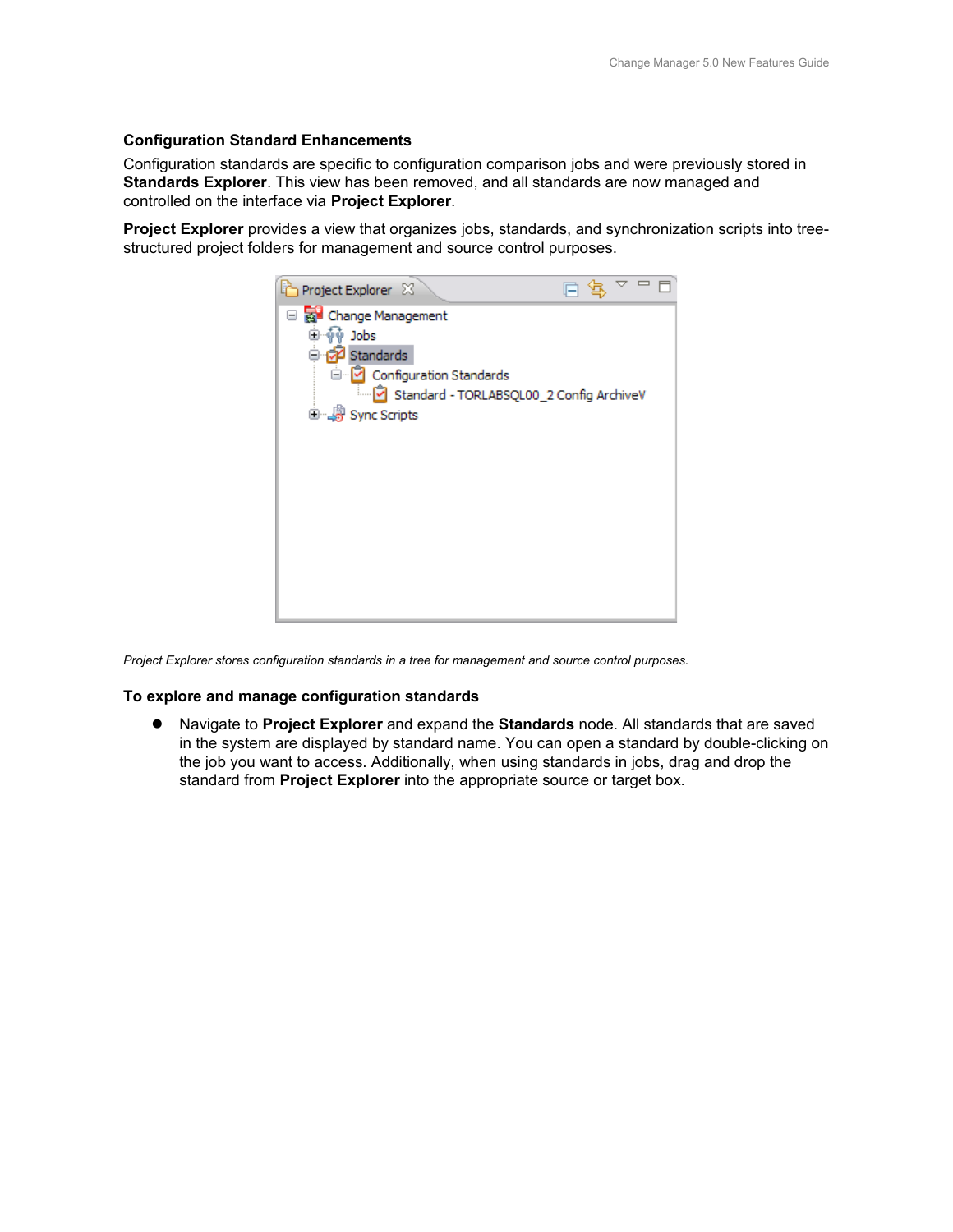### Configuration Standard Enhancements

Configuration standards are specific to configuration comparison jobs and were previously stored in **Standards Explorer**. This view has been removed, and all standards are now managed and controlled on the interface via **Project Explorer**.

**Project Explorer** provides a view that organizes jobs, standards, and synchronization scripts into tree-structured project folders for management and source control purposes.

*Project Explorer stores configuration standards in a tree for management and source control purposes.*

#### To explore and manage configuration standards

- Navigate to **Project Explorer** and expand the **Standards** node. All standards that are saved in the system are displayed by standard name. You can open a standard by double-clicking on the job you want to access. Additionally, when using standards in jobs, drag and drop the standard from **Project Explorer** into the appropriate source or target box.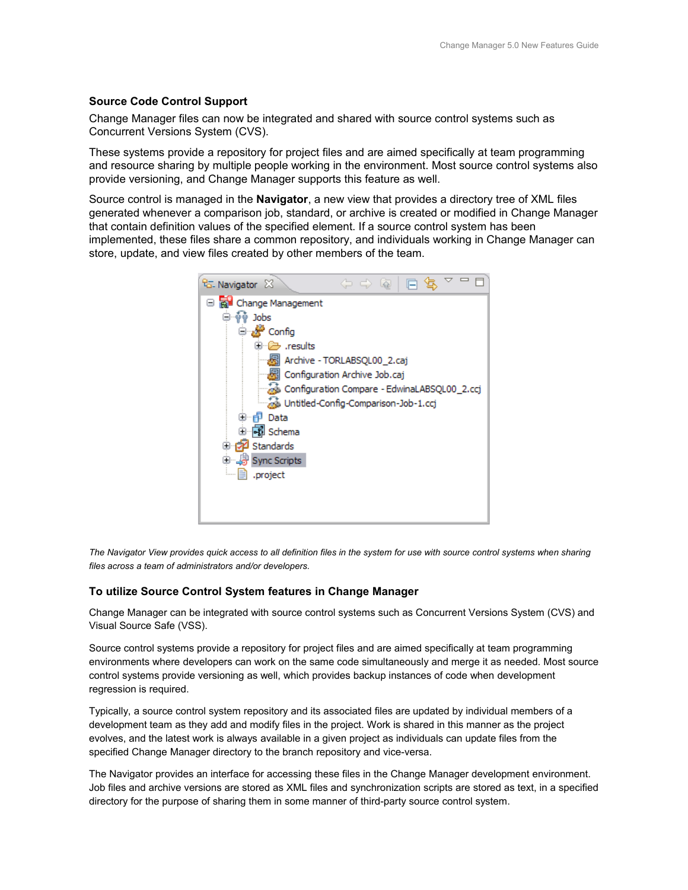### Source Code Control Support

Change Manager files can now be integrated and shared with source control systems such as Concurrent Versions System (CVS).

These systems provide a repository for project files and are aimed specifically at team programming and resource sharing by multiple people working in the environment. Most source control systems also provide versioning, and Change Manager supports this feature as well.

Source control is managed in the **Navigator**, a new view that provides a directory tree of XML files generated whenever a comparison job, standard, or archive is created or modified in Change Manager that contain definition values of the specified element. If a source control system has been implemented, these files share a common repository, and individuals working in Change Manager can store, update, and view files created by other members of the team.

*The Navigator View provides quick access to all definition files in the system for use with source control systems when sharing files across a team of administrators and/or developers.*

### To utilize Source Control System features in Change Manager

Change Manager can be integrated with source control systems such as Concurrent Versions System (CVS) and Visual Source Safe (VSS).

Source control systems provide a repository for project files and are aimed specifically at team programming environments where developers can work on the same code simultaneously and merge it as needed. Most source control systems provide versioning as well, which provides backup instances of code when development regression is required.

Typically, a source control system repository and its associated files are updated by individual members of a development team as they add and modify files in the project. Work is shared in this manner as the project evolves, and the latest work is always available in a given project as individuals can update files from the specified Change Manager directory to the branch repository and vice-versa.

The Navigator provides an interface for accessing these files in the Change Manager development environment. Job files and archive versions are stored as XML files and synchronization scripts are stored as text, in a specified directory for the purpose of sharing them in some manner of third-party source control system.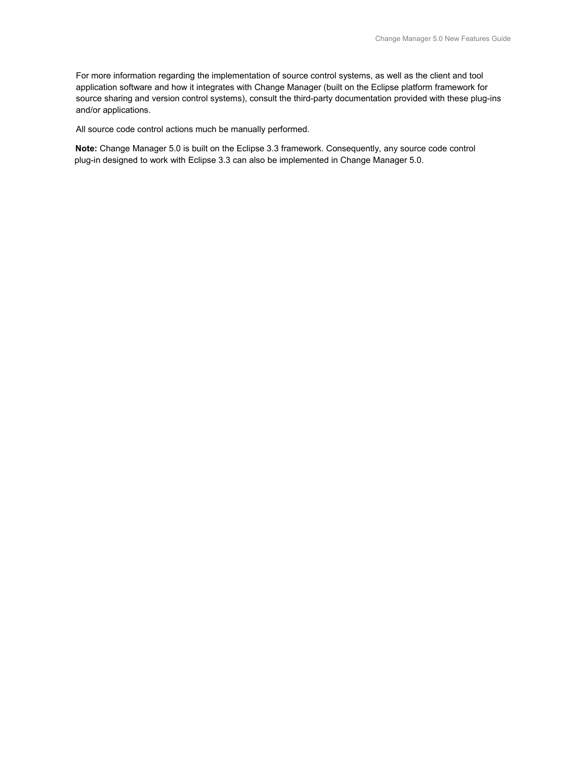For more information regarding the implementation of source control systems, as well as the client and tool application software and how it integrates with Change Manager (built on the Eclipse platform framework for source sharing and version control systems), consult the third-party documentation provided with these plug-ins and/or applications.

All source code control actions much be manually performed.

**Note:** Change Manager 5.0 is built on the Eclipse 3.3 framework. Consequently, any source code control plug-in designed to work with Eclipse 3.3 can also be implemented in Change Manager 5.0.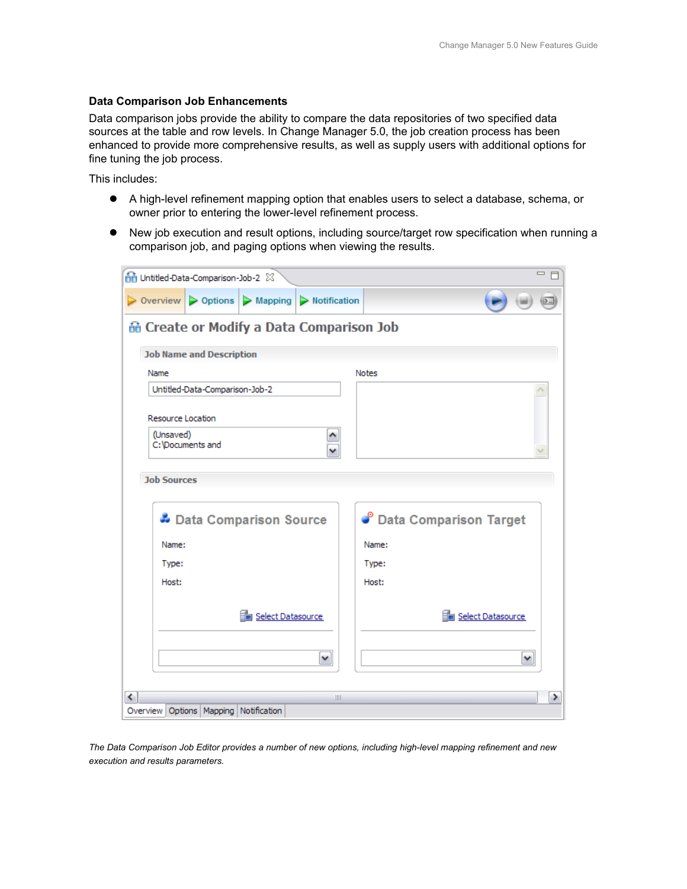### Data Comparison Job Enhancements

Data comparison jobs provide the ability to compare the data repositories of two specified data sources at the table and row levels. In Change Manager 5.0, the job creation process has been enhanced to provide more comprehensive results, as well as supply users with additional options for fine tuning the job process.

This includes:

- A high-level refinement mapping option that enables users to select a database, schema, or owner prior to entering the lower-level refinement process.
- New job execution and result options, including source/target row specification when running a comparison job, and paging options when viewing the results.

*The Data Comparison Job Editor provides a number of new options, including high-level mapping refinement and new execution and results parameters.*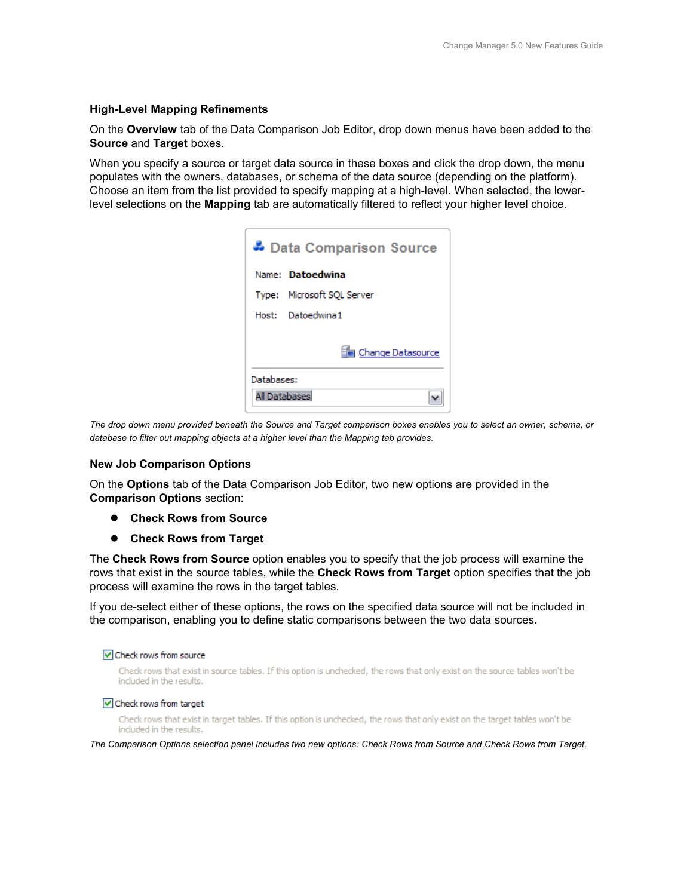### High-Level Mapping Refinements

On the **Overview** tab of the Data Comparison Job Editor, drop down menus have been added to the **Source** and **Target** boxes.

When you specify a source or target data source in these boxes and click the drop down, the menu populates with the owners, databases, or schema of the data source (depending on the platform). Choose an item from the list provided to specify mapping at a high-level. When selected, the lower-level selections on the **Mapping** tab are automatically filtered to reflect your higher level choice.

*The drop down menu provided beneath the Source and Target comparison boxes enables you to select an owner, schema, or database to filter out mapping objects at a higher level than the Mapping tab provides.*

### New Job Comparison Options

On the **Options** tab of the Data Comparison Job Editor, two new options are provided in the **Comparison Options** section:

- **Check Rows from Source**
- **Check Rows from Target**

The **Check Rows from Source** option enables you to specify that the job process will examine the rows that exist in the source tables, while the **Check Rows from Target** option specifies that the job process will examine the rows in the target tables.

If you de-select either of these options, the rows on the specified data source will not be included in the comparison, enabling you to define static comparisons between the two data sources.

*The Comparison Options selection panel includes two new options: Check Rows from Source and Check Rows from Target.*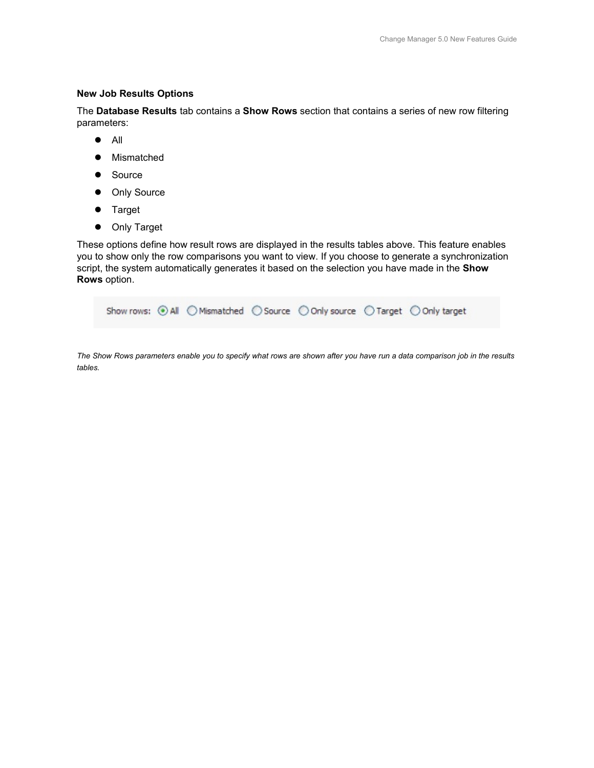**New Job Results Options**

The **Database Results** tab contains a **Show Rows** section that contains a series of new row filtering parameters:

- All
- Mismatched
- Source
- Only Source
- Target
- Only Target

These options define how result rows are displayed in the results tables above. This feature enables you to show only the row comparisons you want to view. If you choose to generate a synchronization script, the system automatically generates it based on the selection you have made in the **Show Rows** option.

Show rows: (•) All ( ) Mismatched ( ) Source ( ) Only source ( ) Target ( ) Only target

*The Show Rows parameters enable you to specify what rows are shown after you have run a data comparison job in the results tables.*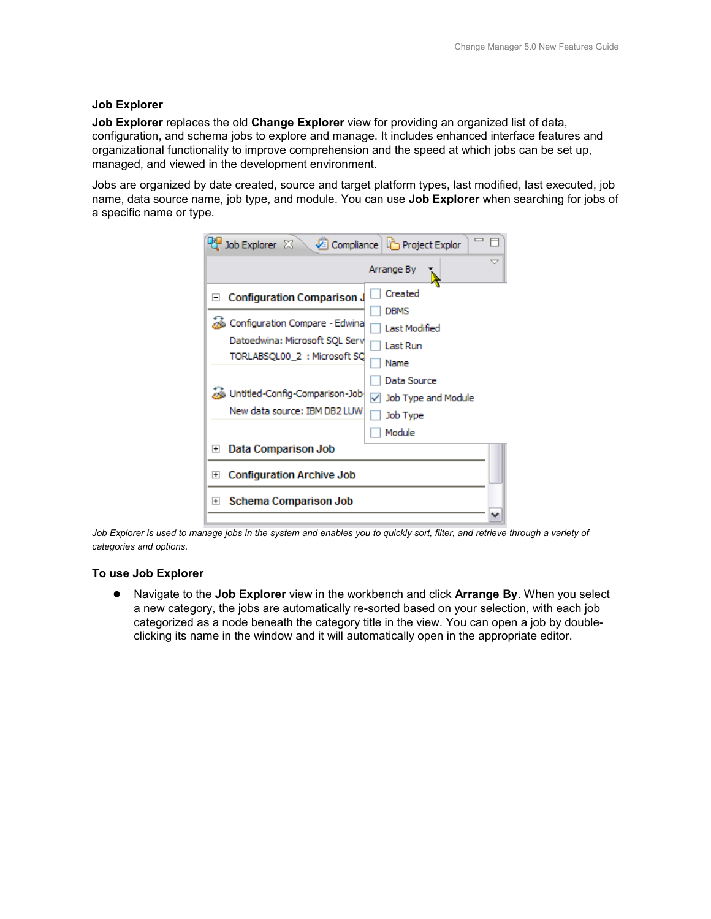### Job Explorer

**Job Explorer** replaces the old **Change Explorer** view for providing an organized list of data, configuration, and schema jobs to explore and manage. It includes enhanced interface features and organizational functionality to improve comprehension and the speed at which jobs can be set up, managed, and viewed in the development environment.

Jobs are organized by date created, source and target platform types, last modified, last executed, job name, data source name, job type, and module. You can use **Job Explorer** when searching for jobs of a specific name or type.

*Job Explorer is used to manage jobs in the system and enables you to quickly sort, filter, and retrieve through a variety of categories and options.*

### To use Job Explorer

- Navigate to the **Job Explorer** view in the workbench and click **Arrange By**. When you select a new category, the jobs are automatically re-sorted based on your selection, with each job categorized as a node beneath the category title in the view. You can open a job by double-clicking its name in the window and it will automatically open in the appropriate editor.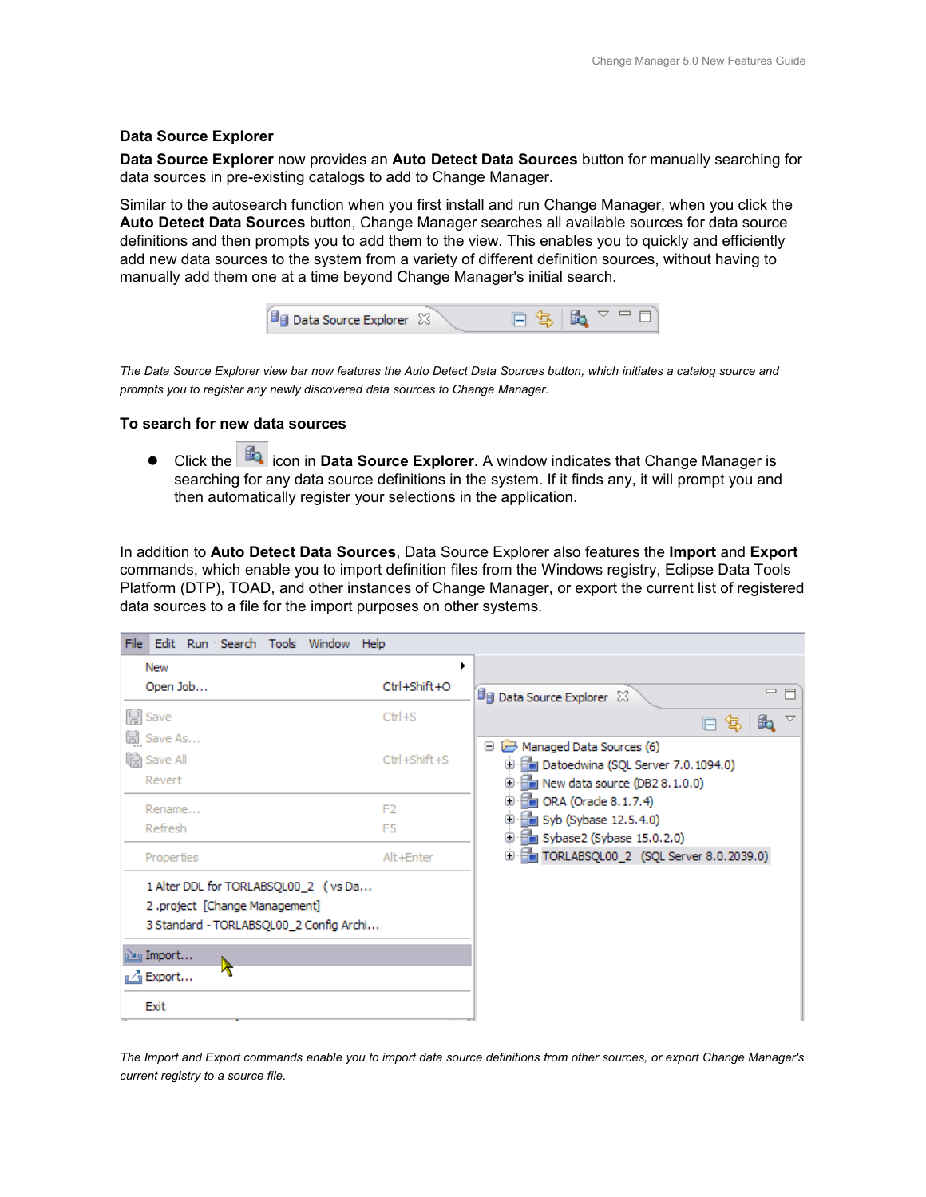### Data Source Explorer

**Data Source Explorer** now provides an **Auto Detect Data Sources** button for manually searching for data sources in pre-existing catalogs to add to Change Manager.

Similar to the autosearch function when you first install and run Change Manager, when you click the **Auto Detect Data Sources** button, Change Manager searches all available sources for data source definitions and then prompts you to add them to the view. This enables you to quickly and efficiently add new data sources to the system from a variety of different definition sources, without having to manually add them one at a time beyond Change Manager's initial search.

*The Data Source Explorer view bar now features the Auto Detect Data Sources button, which initiates a catalog source and prompts you to register any newly discovered data sources to Change Manager.*

### To search for new data sources

- Click the icon in **Data Source Explorer**. A window indicates that Change Manager is searching for any data source definitions in the system. If it finds any, it will prompt you and then automatically register your selections in the application.

In addition to **Auto Detect Data Sources**, Data Source Explorer also features the **Import** and **Export** commands, which enable you to import definition files from the Windows registry, Eclipse Data Tools Platform (DTP), TOAD, and other instances of Change Manager, or export the current list of registered data sources to a file for the import purposes on other systems.

*The Import and Export commands enable you to import data source definitions from other sources, or export Change Manager's current registry to a source file.*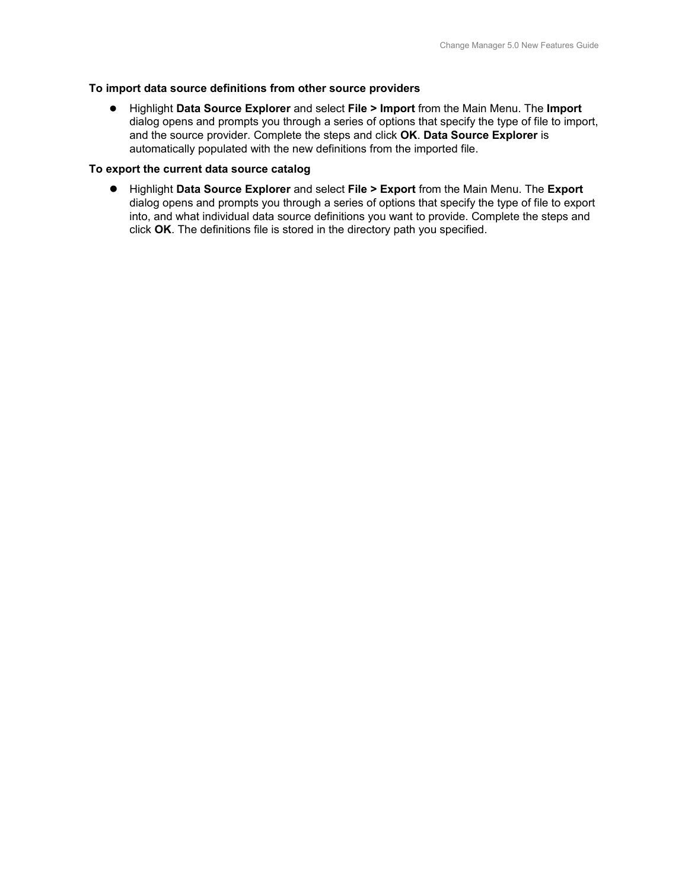**To import data source definitions from other source providers**

- Highlight **Data Source Explorer** and select **File > Import** from the Main Menu. The **Import** dialog opens and prompts you through a series of options that specify the type of file to import, and the source provider. Complete the steps and click **OK**. **Data Source Explorer** is automatically populated with the new definitions from the imported file.

**To export the current data source catalog**

- Highlight **Data Source Explorer** and select **File > Export** from the Main Menu. The **Export** dialog opens and prompts you through a series of options that specify the type of file to export into, and what individual data source definitions you want to provide. Complete the steps and click **OK**. The definitions file is stored in the directory path you specified.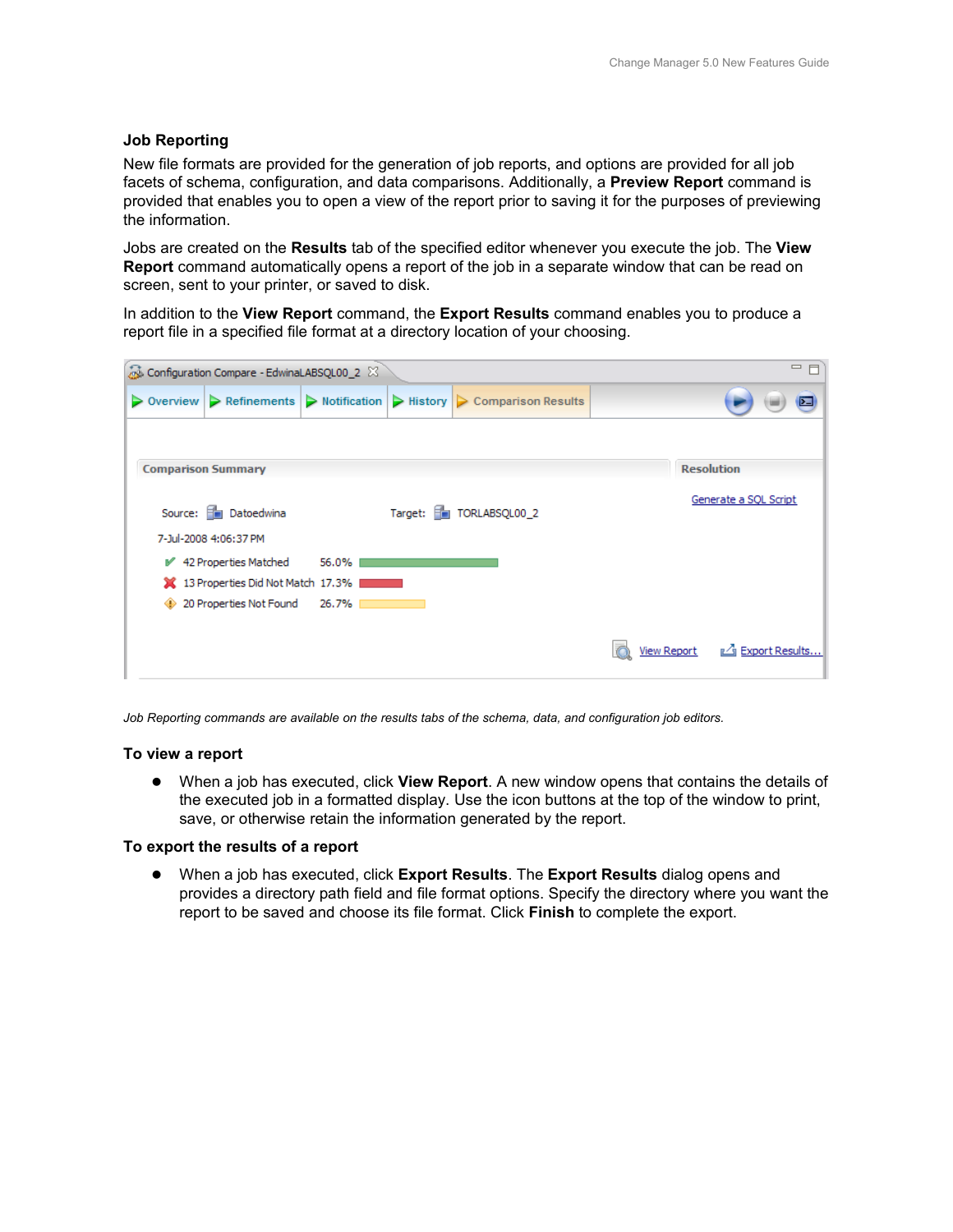### Job Reporting

New file formats are provided for the generation of job reports, and options are provided for all job facets of schema, configuration, and data comparisons. Additionally, a **Preview Report** command is provided that enables you to open a view of the report prior to saving it for the purposes of previewing the information.

Jobs are created on the **Results** tab of the specified editor whenever you execute the job. The **View Report** command automatically opens a report of the job in a separate window that can be read on screen, sent to your printer, or saved to disk.

In addition to the **View Report** command, the **Export Results** command enables you to produce a report file in a specified file format at a directory location of your choosing.

*Job Reporting commands are available on the results tabs of the schema, data, and configuration job editors.*

#### To view a report

- When a job has executed, click **View Report**. A new window opens that contains the details of the executed job in a formatted display. Use the icon buttons at the top of the window to print, save, or otherwise retain the information generated by the report.

#### To export the results of a report

- When a job has executed, click **Export Results**. The **Export Results** dialog opens and provides a directory path field and file format options. Specify the directory where you want the report to be saved and choose its file format. Click **Finish** to complete the export.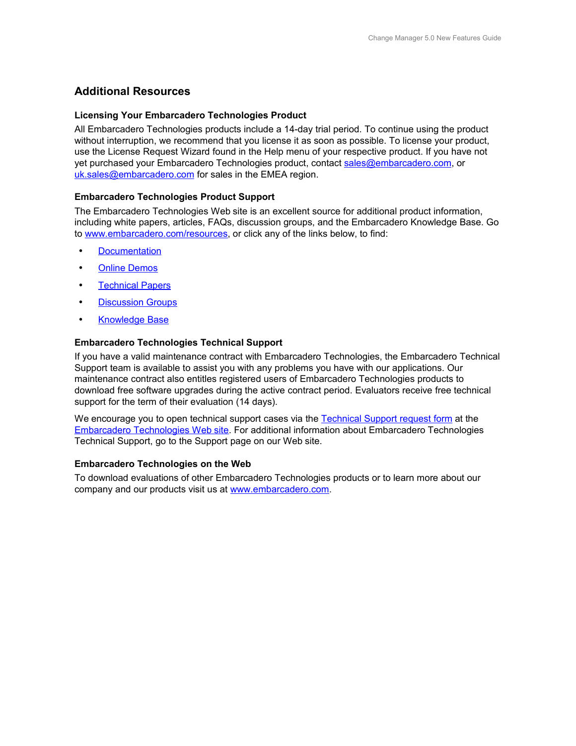## Additional Resources

### Licensing Your Embarcadero Technologies Product

All Embarcadero Technologies products include a 14-day trial period. To continue using the product without interruption, we recommend that you license it as soon as possible. To license your product, use the License Request Wizard found in the Help menu of your respective product. If you have not yet purchased your Embarcadero Technologies product, contact sales@embarcadero.com, or uk.sales@embarcadero.com for sales in the EMEA region.

### Embarcadero Technologies Product Support

The Embarcadero Technologies Web site is an excellent source for additional product information, including white papers, articles, FAQs, discussion groups, and the Embarcadero Knowledge Base. Go to www.embarcadero.com/resources, or click any of the links below, to find:

- Documentation
- Online Demos
- Technical Papers
- Discussion Groups
- Knowledge Base

### Embarcadero Technologies Technical Support

If you have a valid maintenance contract with Embarcadero Technologies, the Embarcadero Technical Support team is available to assist you with any problems you have with our applications. Our maintenance contract also entitles registered users of Embarcadero Technologies products to download free software upgrades during the active contract period. Evaluators receive free technical support for the term of their evaluation (14 days).

We encourage you to open technical support cases via the Technical Support request form at the Embarcadero Technologies Web site. For additional information about Embarcadero Technologies Technical Support, go to the Support page on our Web site.

### Embarcadero Technologies on the Web

To download evaluations of other Embarcadero Technologies products or to learn more about our company and our products visit us at www.embarcadero.com.